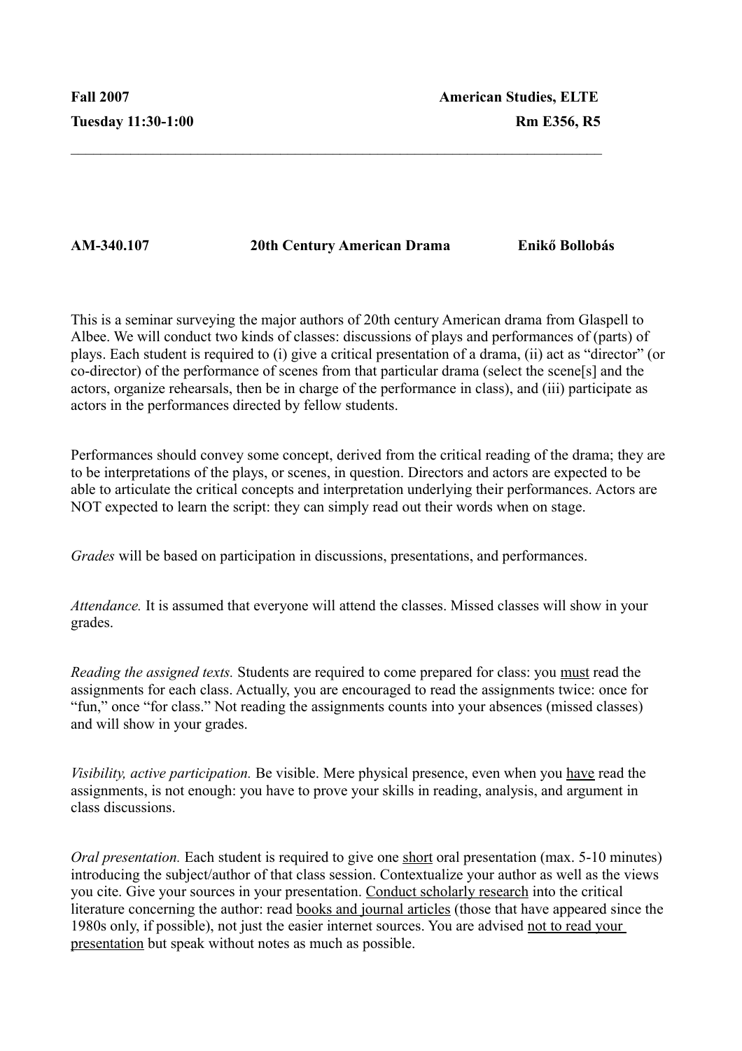**Fall 2007** **American Studies, ELTE**

**Tuesday 11:30-1:00** **Rm E356, R5**

---

**AM-340.107** **20th Century American Drama** **Enikő Bollobás**

This is a seminar surveying the major authors of 20th century American drama from Glaspell to Albee. We will conduct two kinds of classes: discussions of plays and performances of (parts) of plays. Each student is required to (i) give a critical presentation of a drama, (ii) act as "director" (or co-director) of the performance of scenes from that particular drama (select the scene[s] and the actors, organize rehearsals, then be in charge of the performance in class), and (iii) participate as actors in the performances directed by fellow students.

Performances should convey some concept, derived from the critical reading of the drama; they are to be interpretations of the plays, or scenes, in question. Directors and actors are expected to be able to articulate the critical concepts and interpretation underlying their performances. Actors are NOT expected to learn the script: they can simply read out their words when on stage.

*Grades* will be based on participation in discussions, presentations, and performances.

*Attendance.* It is assumed that everyone will attend the classes. Missed classes will show in your grades.

*Reading the assigned texts.* Students are required to come prepared for class: you <u>must</u> read the assignments for each class. Actually, you are encouraged to read the assignments twice: once for "fun," once "for class." Not reading the assignments counts into your absences (missed classes) and will show in your grades.

*Visibility, active participation.* Be visible. Mere physical presence, even when you <u>have</u> read the assignments, is not enough: you have to prove your skills in reading, analysis, and argument in class discussions.

*Oral presentation.* Each student is required to give one <u>short</u> oral presentation (max. 5-10 minutes) introducing the subject/author of that class session. Contextualize your author as well as the views you cite. Give your sources in your presentation. <u>Conduct scholarly research</u> into the critical literature concerning the author: read <u>books and journal articles</u> (those that have appeared since the 1980s only, if possible), not just the easier internet sources. You are advised <u>not to read your presentation</u> but speak without notes as much as possible.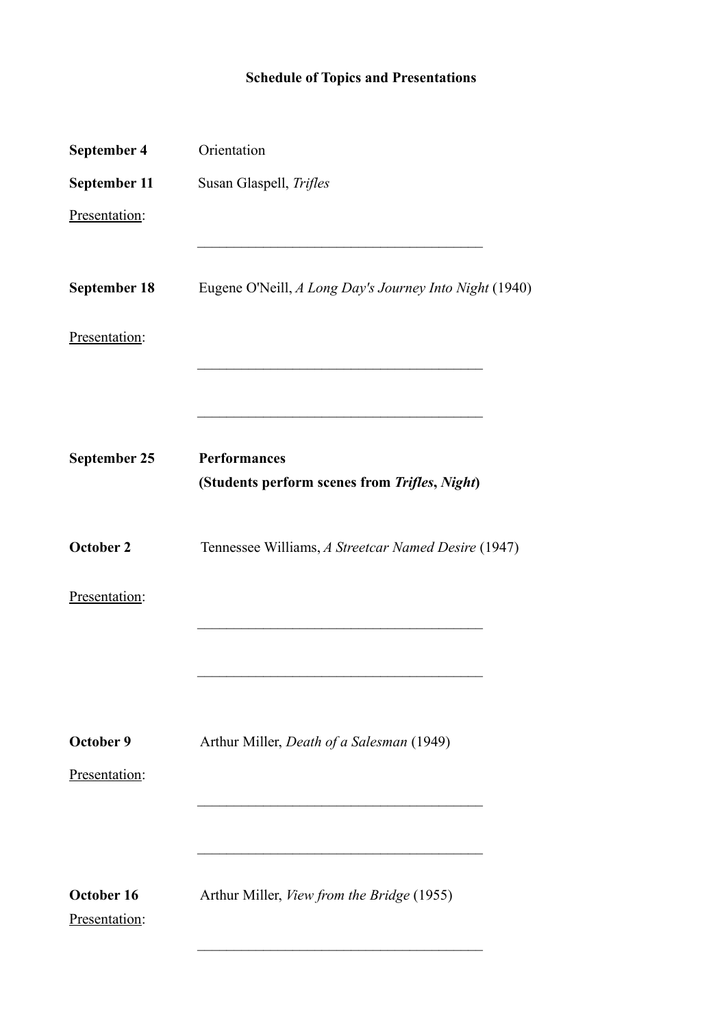**Schedule of Topics and Presentations**

**September 4** Orientation

**September 11** Susan Glaspell, *Trifles*

Presentation:

\_\_\_\_\_\_\_\_\_\_\_\_\_\_\_\_\_\_\_\_\_\_\_\_\_\_\_\_\_\_\_\_\_\_\_\_\_\_

**September 18** Eugene O'Neill, *A Long Day's Journey Into Night* (1940)

Presentation:

\_\_\_\_\_\_\_\_\_\_\_\_\_\_\_\_\_\_\_\_\_\_\_\_\_\_\_\_\_\_\_\_\_\_\_\_\_\_

\_\_\_\_\_\_\_\_\_\_\_\_\_\_\_\_\_\_\_\_\_\_\_\_\_\_\_\_\_\_\_\_\_\_\_\_\_\_

**September 25** **Performances**

**(Students perform scenes from *Trifles*, *Night*)**

**October 2** Tennessee Williams, *A Streetcar Named Desire* (1947)

Presentation:

\_\_\_\_\_\_\_\_\_\_\_\_\_\_\_\_\_\_\_\_\_\_\_\_\_\_\_\_\_\_\_\_\_\_\_\_\_\_

\_\_\_\_\_\_\_\_\_\_\_\_\_\_\_\_\_\_\_\_\_\_\_\_\_\_\_\_\_\_\_\_\_\_\_\_\_\_

**October 9** Arthur Miller, *Death of a Salesman* (1949)

Presentation:

\_\_\_\_\_\_\_\_\_\_\_\_\_\_\_\_\_\_\_\_\_\_\_\_\_\_\_\_\_\_\_\_\_\_\_\_\_\_

\_\_\_\_\_\_\_\_\_\_\_\_\_\_\_\_\_\_\_\_\_\_\_\_\_\_\_\_\_\_\_\_\_\_\_\_\_\_

**October 16** Arthur Miller, *View from the Bridge* (1955)

Presentation:

\_\_\_\_\_\_\_\_\_\_\_\_\_\_\_\_\_\_\_\_\_\_\_\_\_\_\_\_\_\_\_\_\_\_\_\_\_\_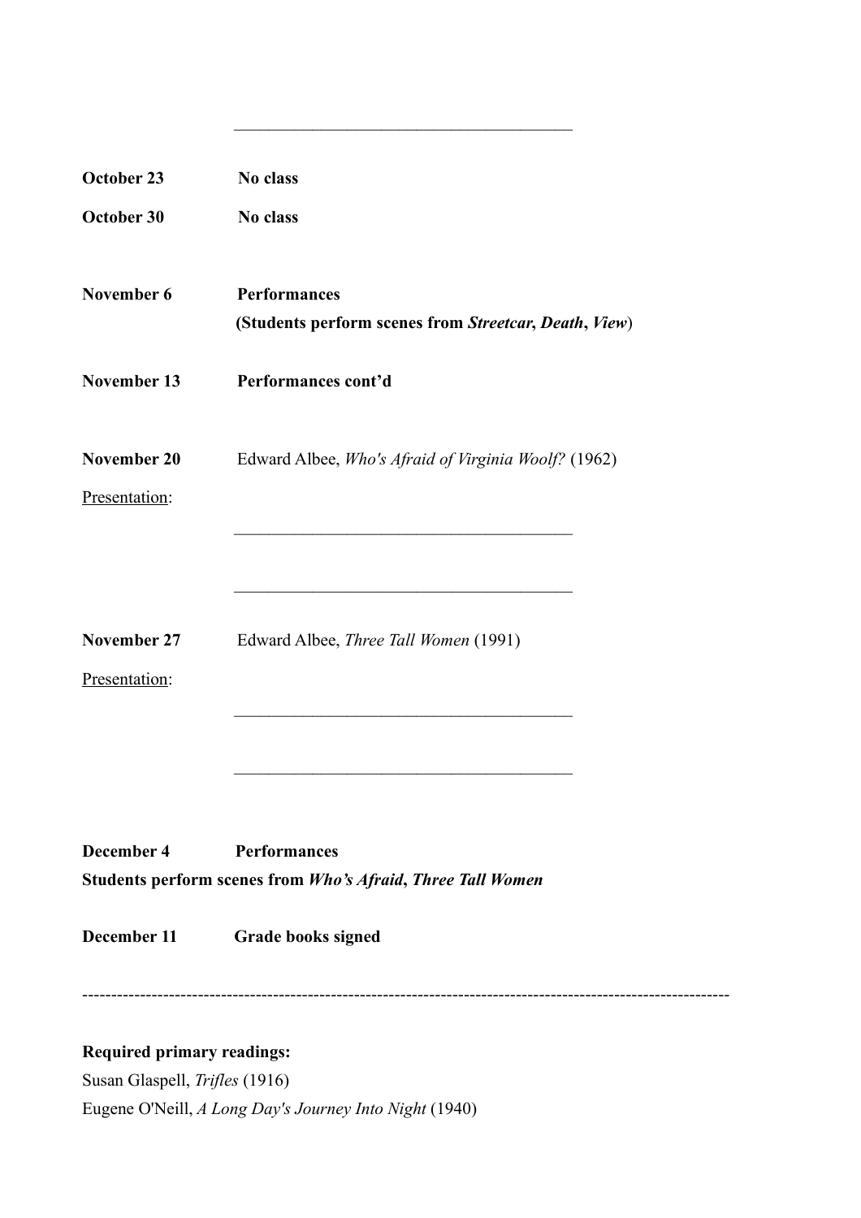\_\_\_\_\_\_\_\_\_\_\_\_\_\_\_\_\_\_\_\_\_\_\_\_\_\_\_\_\_\_\_\_\_\_\_\_\_\_\_\_

**October 23** **No class**

**October 30** **No class**

**November 6** **Performances**
**(Students perform scenes from *Streetcar*, *Death*, *View*)**

**November 13** **Performances cont'd**

**November 20** Edward Albee, *Who's Afraid of Virginia Woolf?* (1962)

<u>Presentation</u>:

\_\_\_\_\_\_\_\_\_\_\_\_\_\_\_\_\_\_\_\_\_\_\_\_\_\_\_\_\_\_\_\_\_\_\_\_\_\_\_\_

\_\_\_\_\_\_\_\_\_\_\_\_\_\_\_\_\_\_\_\_\_\_\_\_\_\_\_\_\_\_\_\_\_\_\_\_\_\_\_\_

**November 27** Edward Albee, *Three Tall Women* (1991)

<u>Presentation</u>:

\_\_\_\_\_\_\_\_\_\_\_\_\_\_\_\_\_\_\_\_\_\_\_\_\_\_\_\_\_\_\_\_\_\_\_\_\_\_\_\_

\_\_\_\_\_\_\_\_\_\_\_\_\_\_\_\_\_\_\_\_\_\_\_\_\_\_\_\_\_\_\_\_\_\_\_\_\_\_\_\_

**December 4** **Performances**
**Students perform scenes from *Who's Afraid*, *Three Tall Women***

**December 11** **Grade books signed**

---

**Required primary readings:**

Susan Glaspell, *Trifles* (1916)
Eugene O'Neill, *A Long Day's Journey Into Night* (1940)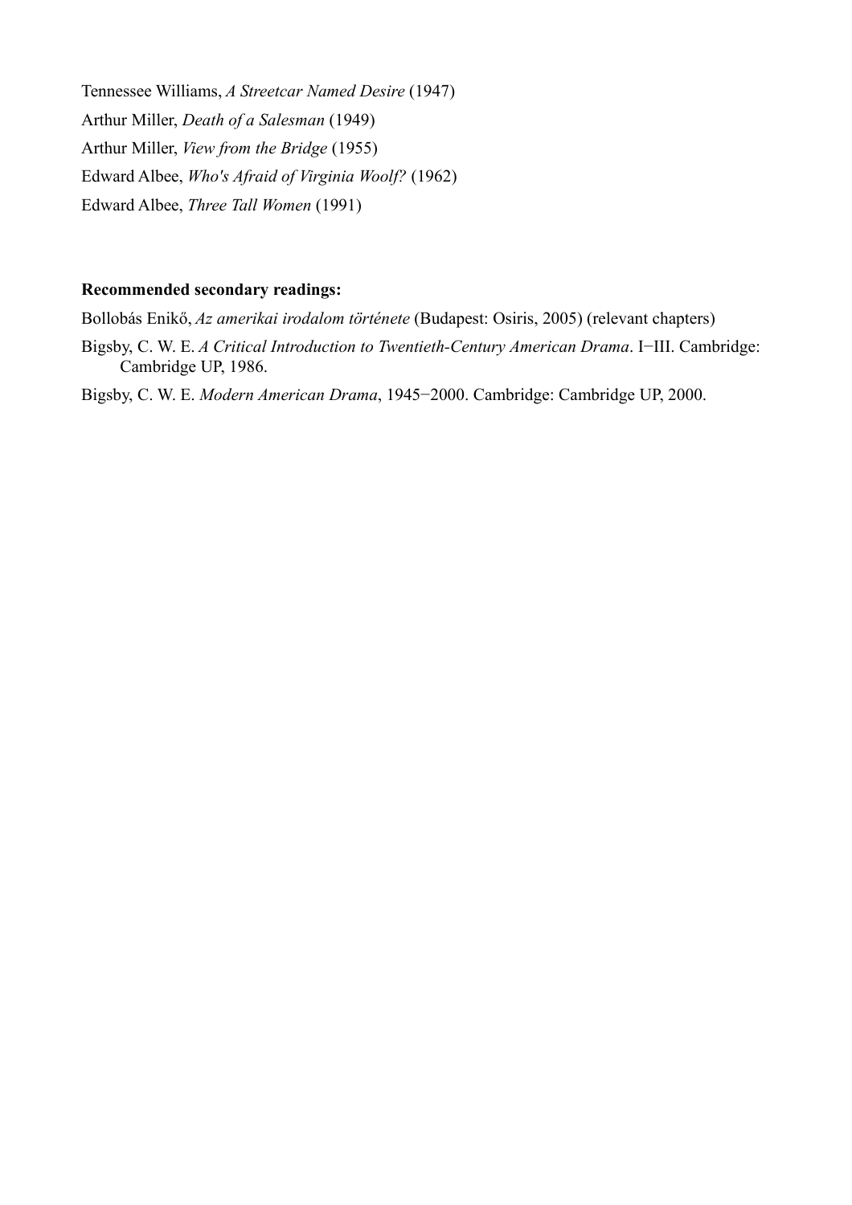Tennessee Williams, *A Streetcar Named Desire* (1947)

Arthur Miller, *Death of a Salesman* (1949)

Arthur Miller, *View from the Bridge* (1955)

Edward Albee, *Who's Afraid of Virginia Woolf?* (1962)

Edward Albee, *Three Tall Women* (1991)

**Recommended secondary readings:**

Bollobás Enikő, *Az amerikai irodalom története* (Budapest: Osiris, 2005) (relevant chapters)

Bigsby, C. W. E. *A Critical Introduction to Twentieth-Century American Drama*. I−III. Cambridge: Cambridge UP, 1986.

Bigsby, C. W. E. *Modern American Drama*, 1945−2000. Cambridge: Cambridge UP, 2000.